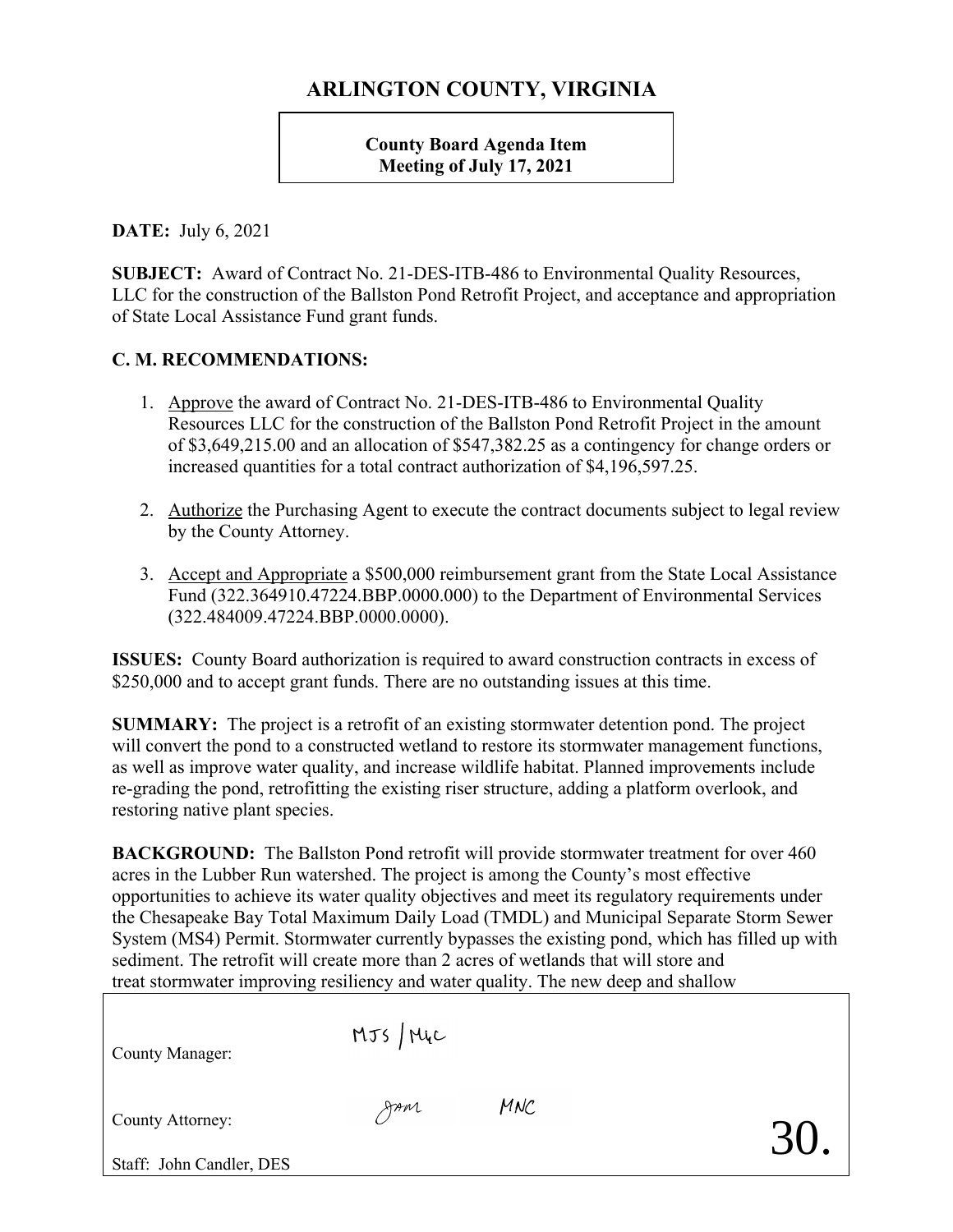# ARLINGTON COUNTY, VIRGINIA

**County Board Agenda Item**
**Meeting of July 17, 2021**

**DATE:** July 6, 2021

**SUBJECT:** Award of Contract No. 21-DES-ITB-486 to Environmental Quality Resources, LLC for the construction of the Ballston Pond Retrofit Project, and acceptance and appropriation of State Local Assistance Fund grant funds.

**C. M. RECOMMENDATIONS:**

1. Approve the award of Contract No. 21-DES-ITB-486 to Environmental Quality Resources LLC for the construction of the Ballston Pond Retrofit Project in the amount of $3,649,215.00 and an allocation of $547,382.25 as a contingency for change orders or increased quantities for a total contract authorization of $4,196,597.25.

2. Authorize the Purchasing Agent to execute the contract documents subject to legal review by the County Attorney.

3. Accept and Appropriate a $500,000 reimbursement grant from the State Local Assistance Fund (322.364910.47224.BBP.0000.000) to the Department of Environmental Services (322.484009.47224.BBP.0000.0000).

**ISSUES:** County Board authorization is required to award construction contracts in excess of $250,000 and to accept grant funds. There are no outstanding issues at this time.

**SUMMARY:** The project is a retrofit of an existing stormwater detention pond. The project will convert the pond to a constructed wetland to restore its stormwater management functions, as well as improve water quality, and increase wildlife habitat. Planned improvements include re-grading the pond, retrofitting the existing riser structure, adding a platform overlook, and restoring native plant species.

**BACKGROUND:** The Ballston Pond retrofit will provide stormwater treatment for over 460 acres in the Lubber Run watershed. The project is among the County's most effective opportunities to achieve its water quality objectives and meet its regulatory requirements under the Chesapeake Bay Total Maximum Daily Load (TMDL) and Municipal Separate Storm Sewer System (MS4) Permit. Stormwater currently bypasses the existing pond, which has filled up with sediment. The retrofit will create more than 2 acres of wetlands that will store and treat stormwater improving resiliency and water quality. The new deep and shallow

County Manager: MJS / MGC

County Attorney: JAM MNC

Staff: John Candler, DES

30.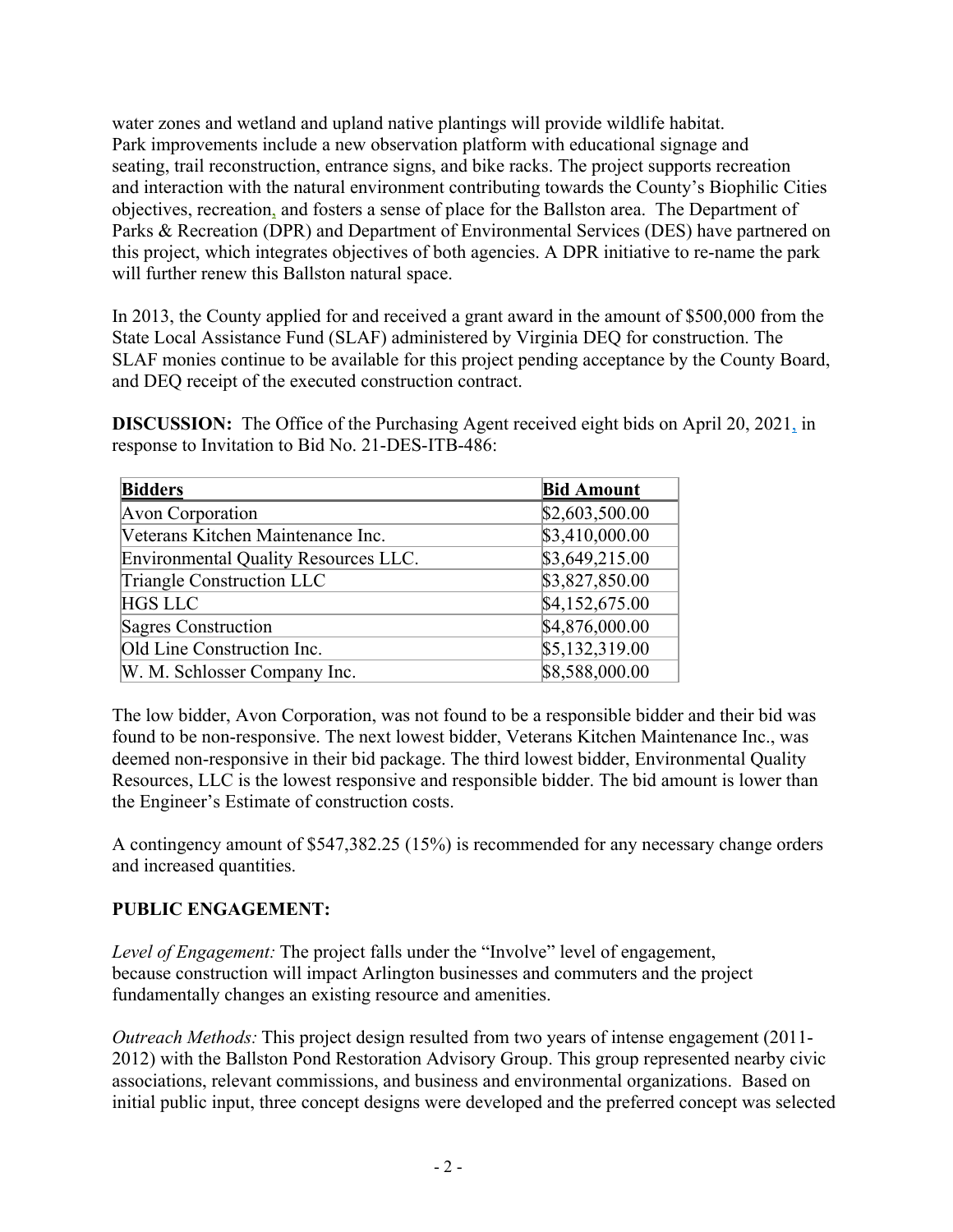water zones and wetland and upland native plantings will provide wildlife habitat. Park improvements include a new observation platform with educational signage and seating, trail reconstruction, entrance signs, and bike racks. The project supports recreation and interaction with the natural environment contributing towards the County's Biophilic Cities objectives, recreation, and fosters a sense of place for the Ballston area. The Department of Parks & Recreation (DPR) and Department of Environmental Services (DES) have partnered on this project, which integrates objectives of both agencies. A DPR initiative to re-name the park will further renew this Ballston natural space.

In 2013, the County applied for and received a grant award in the amount of $500,000 from the State Local Assistance Fund (SLAF) administered by Virginia DEQ for construction. The SLAF monies continue to be available for this project pending acceptance by the County Board, and DEQ receipt of the executed construction contract.

**DISCUSSION:** The Office of the Purchasing Agent received eight bids on April 20, 2021, in response to Invitation to Bid No. 21-DES-ITB-486:

| Bidders | Bid Amount |
|---|---|
| Avon Corporation | $2,603,500.00 |
| Veterans Kitchen Maintenance Inc. | $3,410,000.00 |
| Environmental Quality Resources LLC. | $3,649,215.00 |
| Triangle Construction LLC | $3,827,850.00 |
| HGS LLC | $4,152,675.00 |
| Sagres Construction | $4,876,000.00 |
| Old Line Construction Inc. | $5,132,319.00 |
| W. M. Schlosser Company Inc. | $8,588,000.00 |

The low bidder, Avon Corporation, was not found to be a responsible bidder and their bid was found to be non-responsive. The next lowest bidder, Veterans Kitchen Maintenance Inc., was deemed non-responsive in their bid package. The third lowest bidder, Environmental Quality Resources, LLC is the lowest responsive and responsible bidder. The bid amount is lower than the Engineer's Estimate of construction costs.

A contingency amount of $547,382.25 (15%) is recommended for any necessary change orders and increased quantities.

**PUBLIC ENGAGEMENT:**

*Level of Engagement:* The project falls under the "Involve" level of engagement, because construction will impact Arlington businesses and commuters and the project fundamentally changes an existing resource and amenities.

*Outreach Methods:* This project design resulted from two years of intense engagement (2011-2012) with the Ballston Pond Restoration Advisory Group. This group represented nearby civic associations, relevant commissions, and business and environmental organizations. Based on initial public input, three concept designs were developed and the preferred concept was selected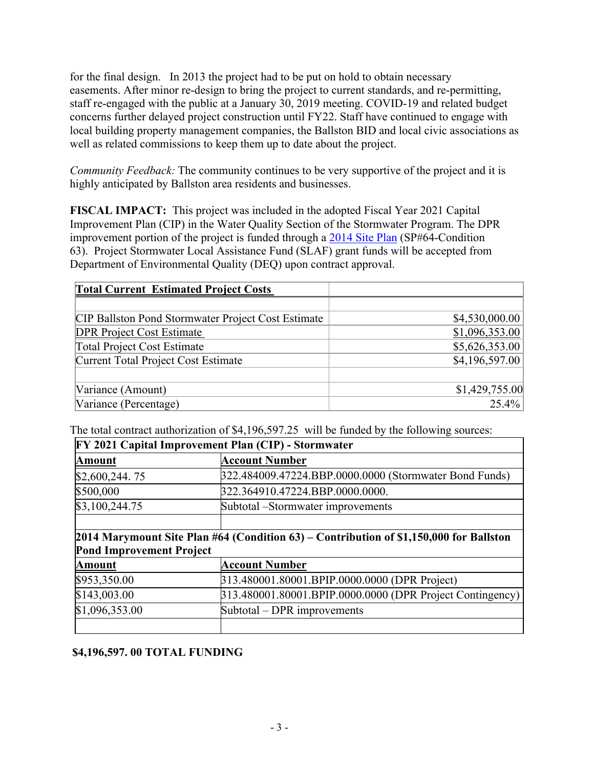for the final design. In 2013 the project had to be put on hold to obtain necessary easements. After minor re-design to bring the project to current standards, and re-permitting, staff re-engaged with the public at a January 30, 2019 meeting. COVID-19 and related budget concerns further delayed project construction until FY22. Staff have continued to engage with local building property management companies, the Ballston BID and local civic associations as well as related commissions to keep them up to date about the project.

*Community Feedback:* The community continues to be very supportive of the project and it is highly anticipated by Ballston area residents and businesses.

**FISCAL IMPACT:** This project was included in the adopted Fiscal Year 2021 Capital Improvement Plan (CIP) in the Water Quality Section of the Stormwater Program. The DPR improvement portion of the project is funded through a 2014 Site Plan (SP#64-Condition 63). Project Stormwater Local Assistance Fund (SLAF) grant funds will be accepted from Department of Environmental Quality (DEQ) upon contract approval.

| **Total Current Estimated Project Costs** | |
|---|---|
| | |
| CIP Ballston Pond Stormwater Project Cost Estimate | $4,530,000.00 |
| DPR Project Cost Estimate | $1,096,353.00 |
| Total Project Cost Estimate | $5,626,353.00 |
| Current Total Project Cost Estimate | $4,196,597.00 |
| | |
| Variance (Amount) | $1,429,755.00 |
| Variance (Percentage) | 25.4% |

The total contract authorization of $4,196,597.25 will be funded by the following sources:

| **FY 2021 Capital Improvement Plan (CIP) - Stormwater** | |
|---|---|
| **Amount** | **Account Number** |
| $2,600,244. 75 | 322.484009.47224.BBP.0000.0000 (Stormwater Bond Funds) |
| $500,000 | 322.364910.47224.BBP.0000.0000. |
| $3,100,244.75 | Subtotal –Stormwater improvements |
| | |
| **2014 Marymount Site Plan #64 (Condition 63) – Contribution of $1,150,000 for Ballston Pond Improvement Project** | |
| **Amount** | **Account Number** |
| $953,350.00 | 313.480001.80001.BPIP.0000.0000 (DPR Project) |
| $143,003.00 | 313.480001.80001.BPIP.0000.0000 (DPR Project Contingency) |
| $1,096,353.00 | Subtotal – DPR improvements |
| | |

**$4,196,597. 00 TOTAL FUNDING**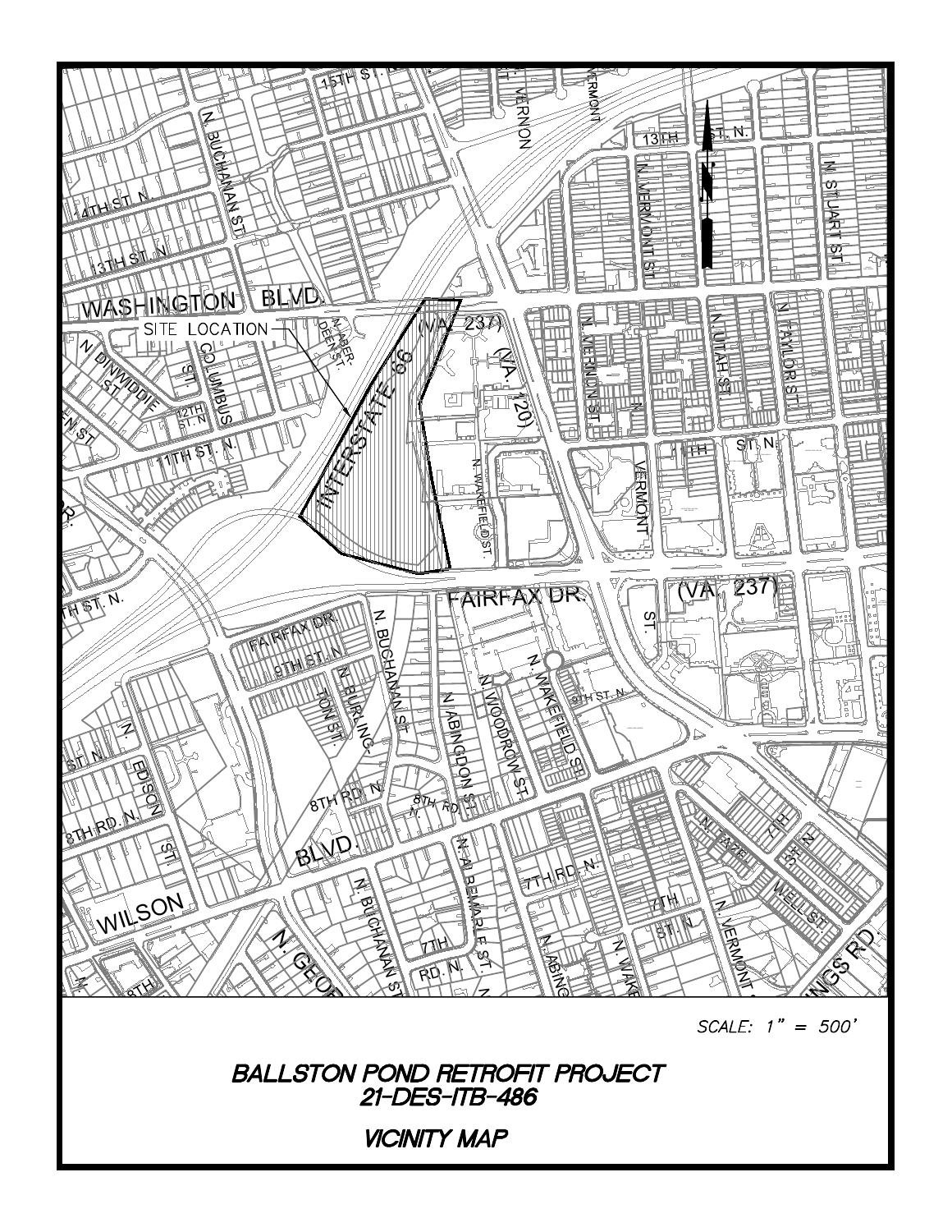SCALE: 1" = 500'

## BALLSTON POND RETROFIT PROJECT
## 21-DES-ITB-486

## VICINITY MAP